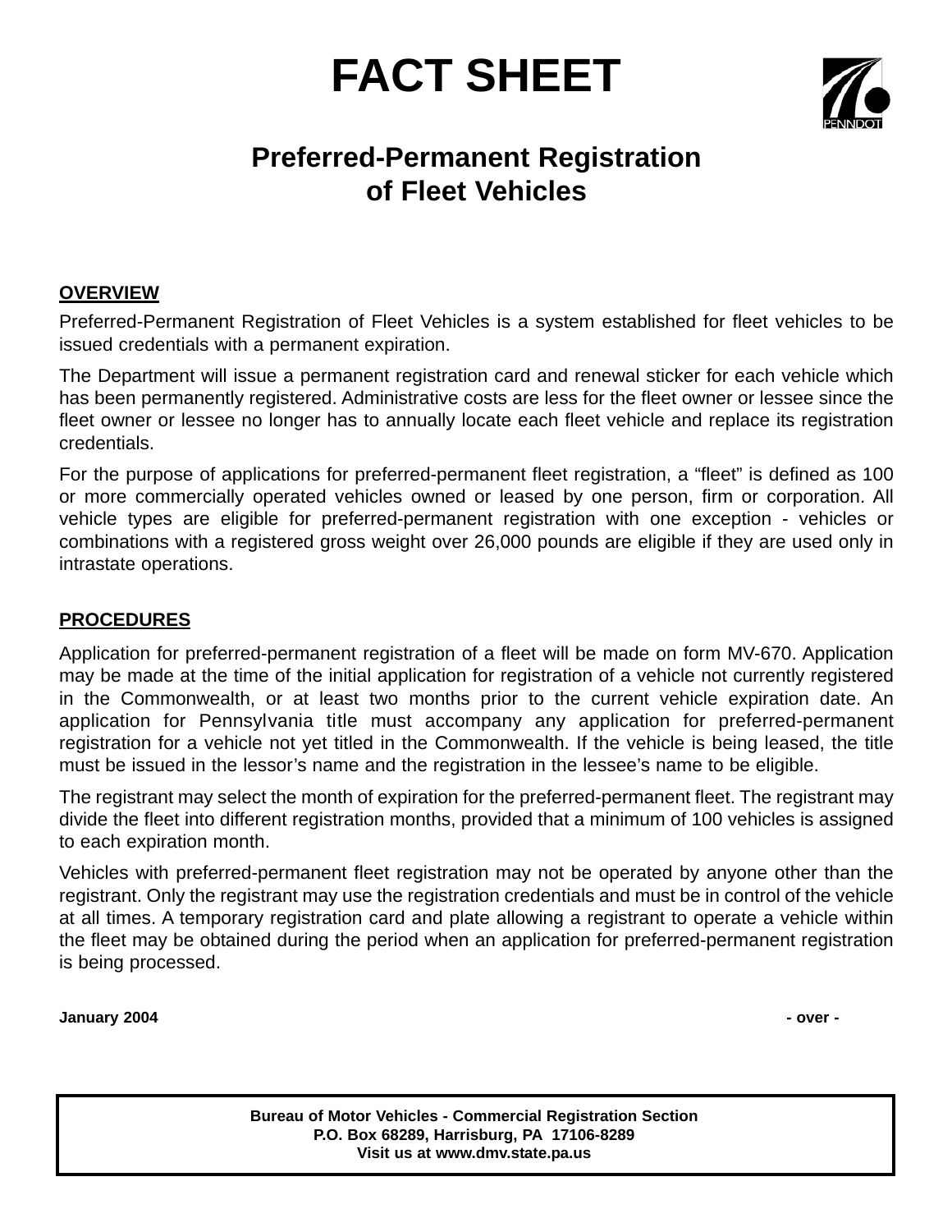# FACT SHEET

## Preferred-Permanent Registration of Fleet Vehicles

**OVERVIEW**

Preferred-Permanent Registration of Fleet Vehicles is a system established for fleet vehicles to be issued credentials with a permanent expiration.

The Department will issue a permanent registration card and renewal sticker for each vehicle which has been permanently registered. Administrative costs are less for the fleet owner or lessee since the fleet owner or lessee no longer has to annually locate each fleet vehicle and replace its registration credentials.

For the purpose of applications for preferred-permanent fleet registration, a "fleet" is defined as 100 or more commercially operated vehicles owned or leased by one person, firm or corporation. All vehicle types are eligible for preferred-permanent registration with one exception - vehicles or combinations with a registered gross weight over 26,000 pounds are eligible if they are used only in intrastate operations.

**PROCEDURES**

Application for preferred-permanent registration of a fleet will be made on form MV-670. Application may be made at the time of the initial application for registration of a vehicle not currently registered in the Commonwealth, or at least two months prior to the current vehicle expiration date. An application for Pennsylvania title must accompany any application for preferred-permanent registration for a vehicle not yet titled in the Commonwealth. If the vehicle is being leased, the title must be issued in the lessor's name and the registration in the lessee's name to be eligible.

The registrant may select the month of expiration for the preferred-permanent fleet. The registrant may divide the fleet into different registration months, provided that a minimum of 100 vehicles is assigned to each expiration month.

Vehicles with preferred-permanent fleet registration may not be operated by anyone other than the registrant. Only the registrant may use the registration credentials and must be in control of the vehicle at all times. A temporary registration card and plate allowing a registrant to operate a vehicle within the fleet may be obtained during the period when an application for preferred-permanent registration is being processed.

**January 2004** **- over -**

**Bureau of Motor Vehicles - Commercial Registration Section**
**P.O. Box 68289, Harrisburg, PA 17106-8289**
**Visit us at www.dmv.state.pa.us**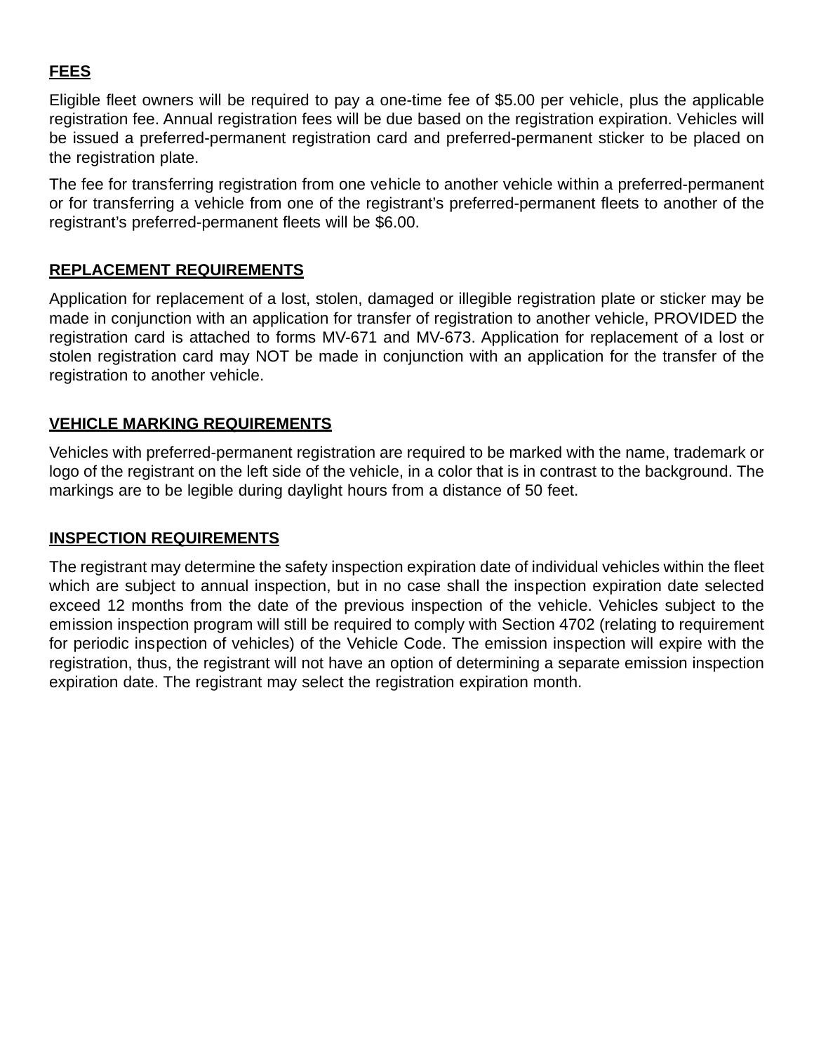## FEES

Eligible fleet owners will be required to pay a one-time fee of $5.00 per vehicle, plus the applicable registration fee. Annual registration fees will be due based on the registration expiration. Vehicles will be issued a preferred-permanent registration card and preferred-permanent sticker to be placed on the registration plate.

The fee for transferring registration from one vehicle to another vehicle within a preferred-permanent or for transferring a vehicle from one of the registrant's preferred-permanent fleets to another of the registrant's preferred-permanent fleets will be $6.00.

## REPLACEMENT REQUIREMENTS

Application for replacement of a lost, stolen, damaged or illegible registration plate or sticker may be made in conjunction with an application for transfer of registration to another vehicle, PROVIDED the registration card is attached to forms MV-671 and MV-673. Application for replacement of a lost or stolen registration card may NOT be made in conjunction with an application for the transfer of the registration to another vehicle.

## VEHICLE MARKING REQUIREMENTS

Vehicles with preferred-permanent registration are required to be marked with the name, trademark or logo of the registrant on the left side of the vehicle, in a color that is in contrast to the background. The markings are to be legible during daylight hours from a distance of 50 feet.

## INSPECTION REQUIREMENTS

The registrant may determine the safety inspection expiration date of individual vehicles within the fleet which are subject to annual inspection, but in no case shall the inspection expiration date selected exceed 12 months from the date of the previous inspection of the vehicle. Vehicles subject to the emission inspection program will still be required to comply with Section 4702 (relating to requirement for periodic inspection of vehicles) of the Vehicle Code. The emission inspection will expire with the registration, thus, the registrant will not have an option of determining a separate emission inspection expiration date. The registrant may select the registration expiration month.